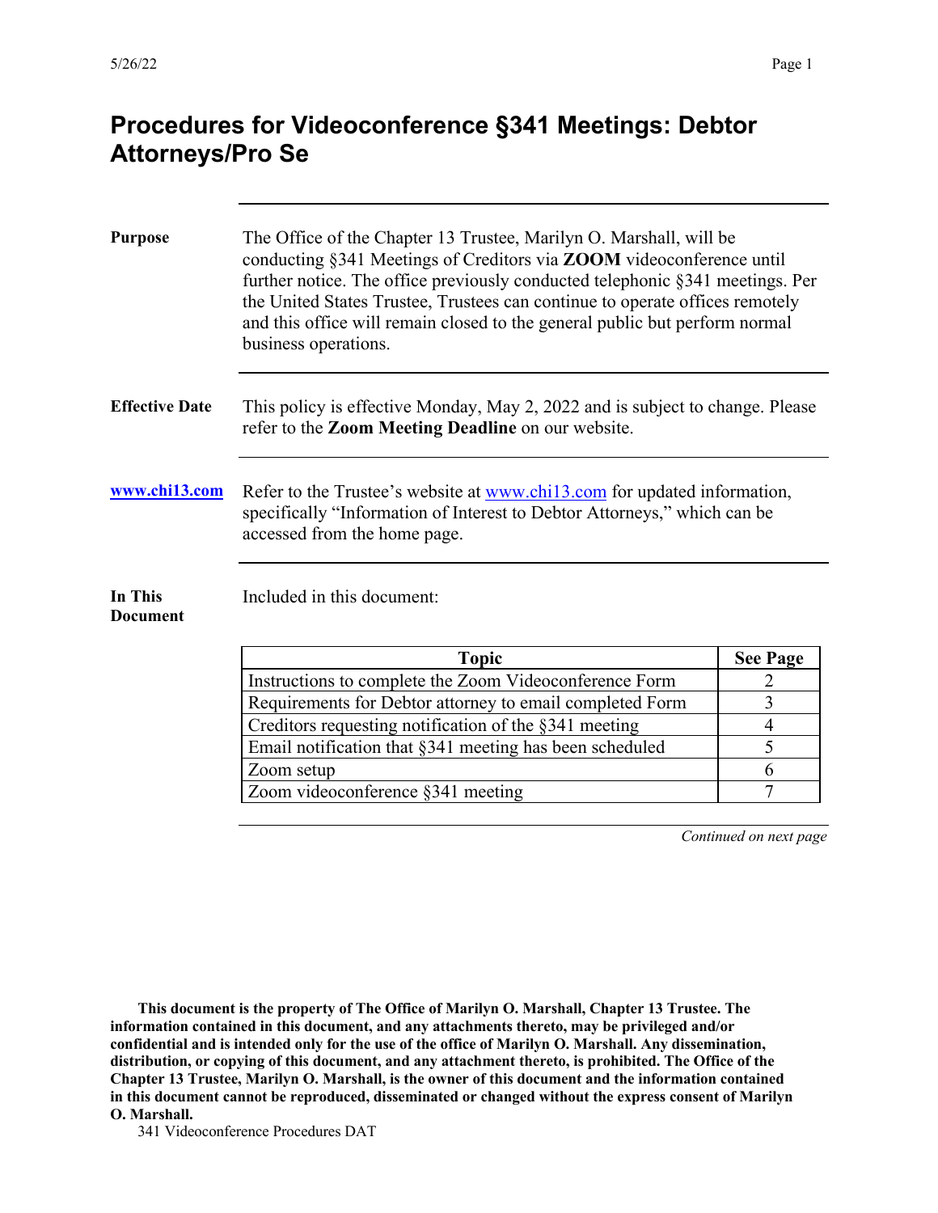# Procedures for Videoconference §341 Meetings: Debtor Attorneys/Pro Se

**Purpose**

The Office of the Chapter 13 Trustee, Marilyn O. Marshall, will be conducting §341 Meetings of Creditors via **ZOOM** videoconference until further notice. The office previously conducted telephonic §341 meetings. Per the United States Trustee, Trustees can continue to operate offices remotely and this office will remain closed to the general public but perform normal business operations.

**Effective Date**

This policy is effective Monday, May 2, 2022 and is subject to change. Please refer to the **Zoom Meeting Deadline** on our website.

**www.chi13.com**

Refer to the Trustee's website at www.chi13.com for updated information, specifically "Information of Interest to Debtor Attorneys," which can be accessed from the home page.

**In This Document**

Included in this document:

| Topic | See Page |
|---|---|
| Instructions to complete the Zoom Videoconference Form | 2 |
| Requirements for Debtor attorney to email completed Form | 3 |
| Creditors requesting notification of the §341 meeting | 4 |
| Email notification that §341 meeting has been scheduled | 5 |
| Zoom setup | 6 |
| Zoom videoconference §341 meeting | 7 |

*Continued on next page*

**This document is the property of The Office of Marilyn O. Marshall, Chapter 13 Trustee. The information contained in this document, and any attachments thereto, may be privileged and/or confidential and is intended only for the use of the office of Marilyn O. Marshall. Any dissemination, distribution, or copying of this document, and any attachment thereto, is prohibited. The Office of the Chapter 13 Trustee, Marilyn O. Marshall, is the owner of this document and the information contained in this document cannot be reproduced, disseminated or changed without the express consent of Marilyn O. Marshall.**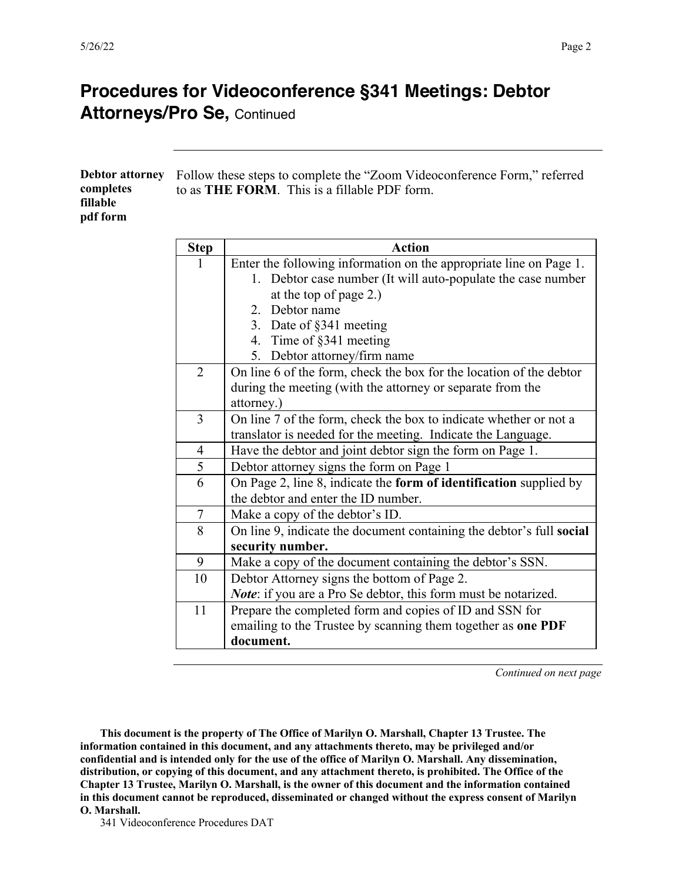# Procedures for Videoconference §341 Meetings: Debtor Attorneys/Pro Se, Continued

---

**Debtor attorney completes fillable pdf form**

Follow these steps to complete the "Zoom Videoconference Form," referred to as **THE FORM**. This is a fillable PDF form.

| Step | Action |
| --- | --- |
| 1 | Enter the following information on the appropriate line on Page 1.<br>1. Debtor case number (It will auto-populate the case number at the top of page 2.)<br>2. Debtor name<br>3. Date of §341 meeting<br>4. Time of §341 meeting<br>5. Debtor attorney/firm name |
| 2 | On line 6 of the form, check the box for the location of the debtor during the meeting (with the attorney or separate from the attorney.) |
| 3 | On line 7 of the form, check the box to indicate whether or not a translator is needed for the meeting. Indicate the Language. |
| 4 | Have the debtor and joint debtor sign the form on Page 1. |
| 5 | Debtor attorney signs the form on Page 1 |
| 6 | On Page 2, line 8, indicate the **form of identification** supplied by the debtor and enter the ID number. |
| 7 | Make a copy of the debtor's ID. |
| 8 | On line 9, indicate the document containing the debtor's full **social security number.** |
| 9 | Make a copy of the document containing the debtor's SSN. |
| 10 | Debtor Attorney signs the bottom of Page 2.<br>***Note***: if you are a Pro Se debtor, this form must be notarized. |
| 11 | Prepare the completed form and copies of ID and SSN for emailing to the Trustee by scanning them together as **one PDF document.** |

---

*Continued on next page*

**This document is the property of The Office of Marilyn O. Marshall, Chapter 13 Trustee. The information contained in this document, and any attachments thereto, may be privileged and/or confidential and is intended only for the use of the office of Marilyn O. Marshall. Any dissemination, distribution, or copying of this document, and any attachment thereto, is prohibited. The Office of the Chapter 13 Trustee, Marilyn O. Marshall, is the owner of this document and the information contained in this document cannot be reproduced, disseminated or changed without the express consent of Marilyn O. Marshall.**

341 Videoconference Procedures DAT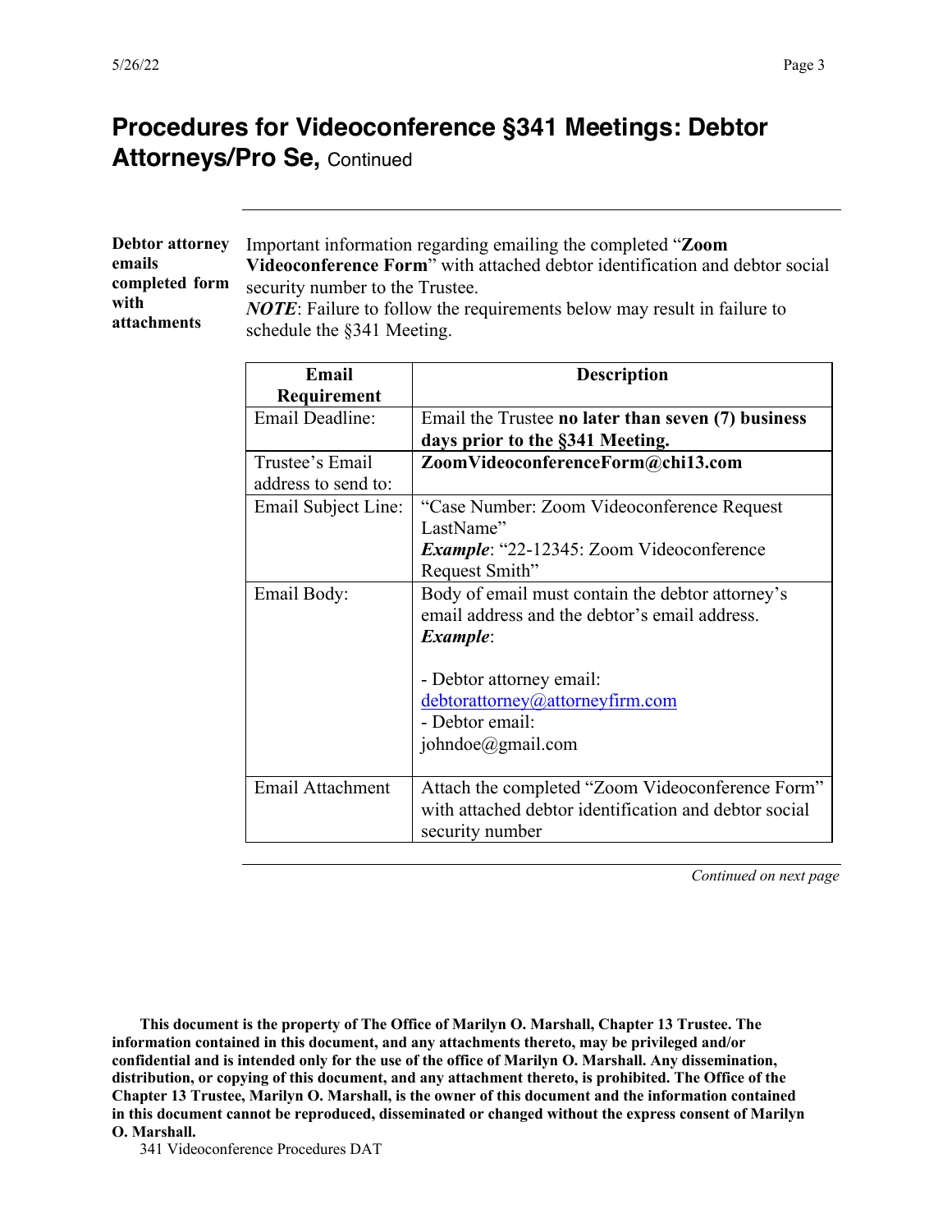# Procedures for Videoconference §341 Meetings: Debtor Attorneys/Pro Se, Continued

**Debtor attorney emails completed form with attachments**

Important information regarding emailing the completed "**Zoom Videoconference Form**" with attached debtor identification and debtor social security number to the Trustee.

***NOTE***: Failure to follow the requirements below may result in failure to schedule the §341 Meeting.

| Email Requirement | Description |
|---|---|
| Email Deadline: | Email the Trustee **no later than seven (7) business days prior to the §341 Meeting.** |
| Trustee's Email address to send to: | **ZoomVideoconferenceForm@chi13.com** |
| Email Subject Line: | "Case Number: Zoom Videoconference Request LastName"<br>***Example***: "22-12345: Zoom Videoconference Request Smith" |
| Email Body: | Body of email must contain the debtor attorney's email address and the debtor's email address.<br>***Example***:<br><br>- Debtor attorney email: debtorattorney@attorneyfirm.com<br>- Debtor email: johndoe@gmail.com |
| Email Attachment | Attach the completed "Zoom Videoconference Form" with attached debtor identification and debtor social security number |

*Continued on next page*

**This document is the property of The Office of Marilyn O. Marshall, Chapter 13 Trustee. The information contained in this document, and any attachments thereto, may be privileged and/or confidential and is intended only for the use of the office of Marilyn O. Marshall. Any dissemination, distribution, or copying of this document, and any attachment thereto, is prohibited. The Office of the Chapter 13 Trustee, Marilyn O. Marshall, is the owner of this document and the information contained in this document cannot be reproduced, disseminated or changed without the express consent of Marilyn O. Marshall.**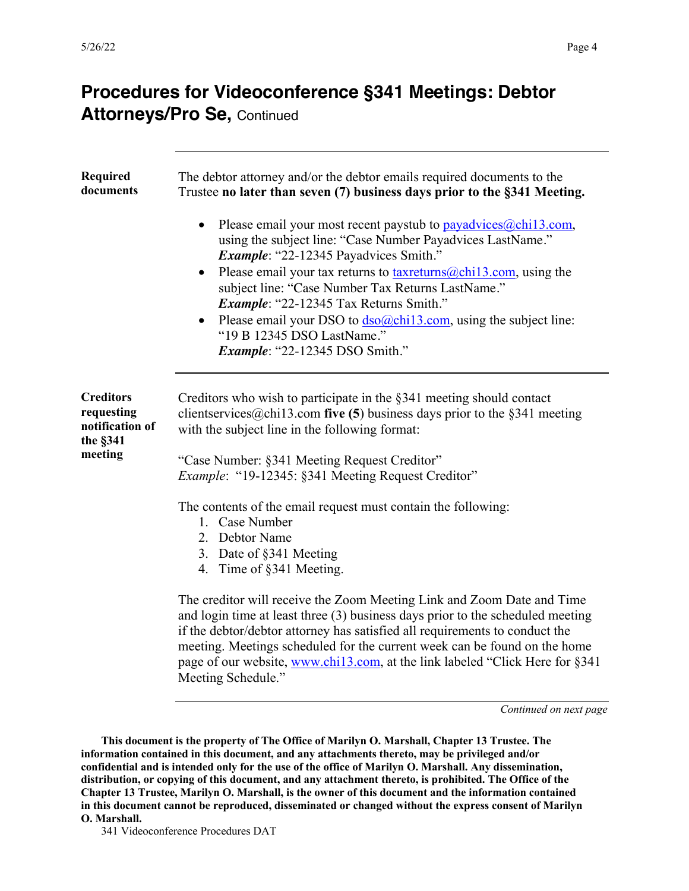# Procedures for Videoconference §341 Meetings: Debtor Attorneys/Pro Se, Continued

---

**Required documents**

The debtor attorney and/or the debtor emails required documents to the Trustee **no later than seven (7) business days prior to the §341 Meeting.**

- Please email your most recent paystub to payadvices@chi13.com, using the subject line: "Case Number Payadvices LastName." ***Example***: "22-12345 Payadvices Smith."
- Please email your tax returns to taxreturns@chi13.com, using the subject line: "Case Number Tax Returns LastName." ***Example***: "22-12345 Tax Returns Smith."
- Please email your DSO to dso@chi13.com, using the subject line: "19 B 12345 DSO LastName." ***Example***: "22-12345 DSO Smith."

---

**Creditors requesting notification of the §341 meeting**

Creditors who wish to participate in the §341 meeting should contact clientservices@chi13.com **five (5)** business days prior to the §341 meeting with the subject line in the following format:

"Case Number: §341 Meeting Request Creditor"
*Example*: "19-12345: §341 Meeting Request Creditor"

The contents of the email request must contain the following:

1. Case Number
2. Debtor Name
3. Date of §341 Meeting
4. Time of §341 Meeting.

The creditor will receive the Zoom Meeting Link and Zoom Date and Time and login time at least three (3) business days prior to the scheduled meeting if the debtor/debtor attorney has satisfied all requirements to conduct the meeting. Meetings scheduled for the current week can be found on the home page of our website, www.chi13.com, at the link labeled "Click Here for §341 Meeting Schedule."

*Continued on next page*

**This document is the property of The Office of Marilyn O. Marshall, Chapter 13 Trustee. The information contained in this document, and any attachments thereto, may be privileged and/or confidential and is intended only for the use of the office of Marilyn O. Marshall. Any dissemination, distribution, or copying of this document, and any attachment thereto, is prohibited. The Office of the Chapter 13 Trustee, Marilyn O. Marshall, is the owner of this document and the information contained in this document cannot be reproduced, disseminated or changed without the express consent of Marilyn O. Marshall.**

341 Videoconference Procedures DAT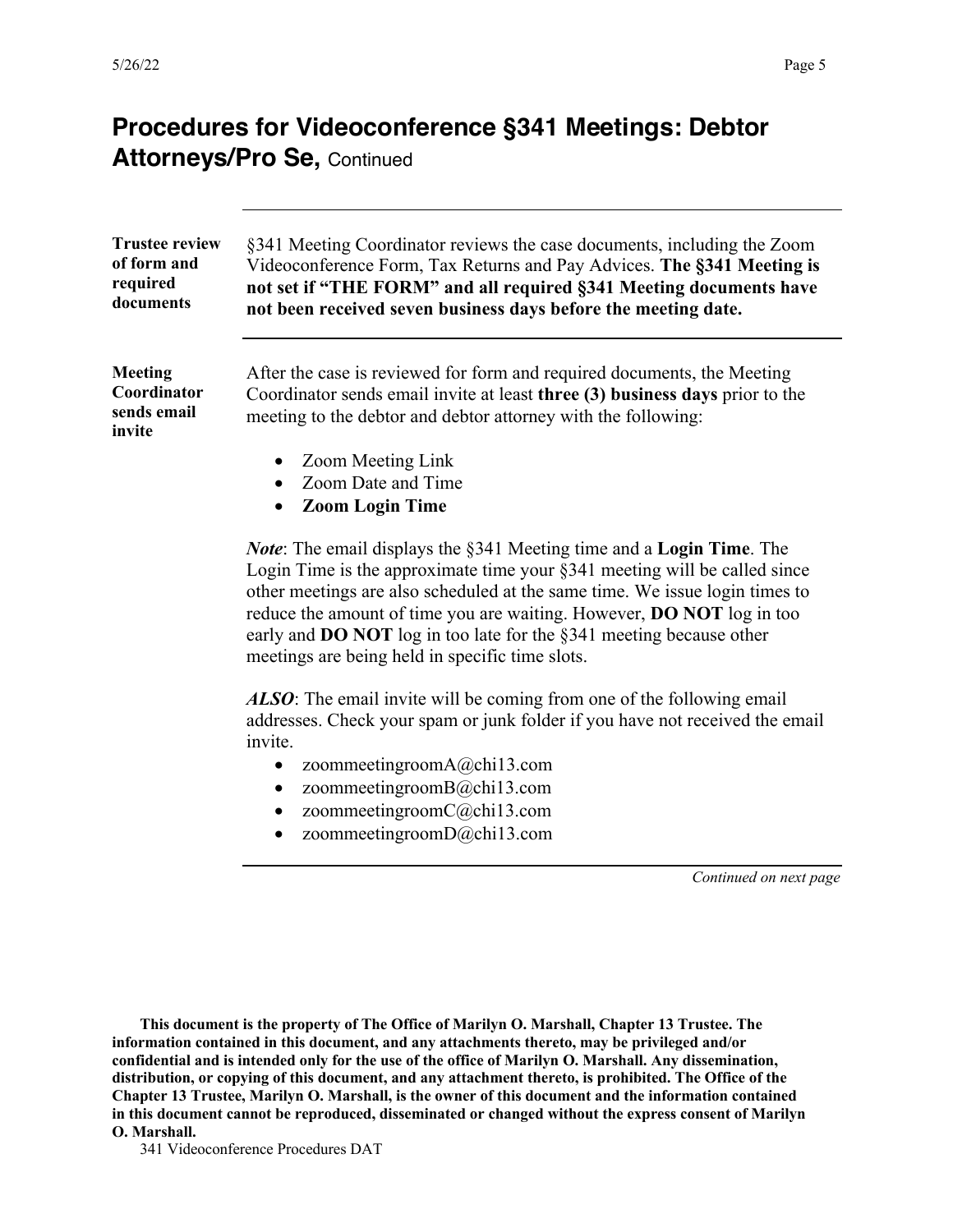# Procedures for Videoconference §341 Meetings: Debtor Attorneys/Pro Se, Continued

---

**Trustee review of form and required documents**

§341 Meeting Coordinator reviews the case documents, including the Zoom Videoconference Form, Tax Returns and Pay Advices. **The §341 Meeting is not set if "THE FORM" and all required §341 Meeting documents have not been received seven business days before the meeting date.**

---

**Meeting Coordinator sends email invite**

After the case is reviewed for form and required documents, the Meeting Coordinator sends email invite at least **three (3) business days** prior to the meeting to the debtor and debtor attorney with the following:

- Zoom Meeting Link
- Zoom Date and Time
- **Zoom Login Time**

***Note***: The email displays the §341 Meeting time and a **Login Time**. The Login Time is the approximate time your §341 meeting will be called since other meetings are also scheduled at the same time. We issue login times to reduce the amount of time you are waiting. However, **DO NOT** log in too early and **DO NOT** log in too late for the §341 meeting because other meetings are being held in specific time slots.

***ALSO***: The email invite will be coming from one of the following email addresses. Check your spam or junk folder if you have not received the email invite.

- zoommeetingroomA@chi13.com
- zoommeetingroomB@chi13.com
- zoommeetingroomC@chi13.com
- zoommeetingroomD@chi13.com

---

*Continued on next page*

**This document is the property of The Office of Marilyn O. Marshall, Chapter 13 Trustee. The information contained in this document, and any attachments thereto, may be privileged and/or confidential and is intended only for the use of the office of Marilyn O. Marshall. Any dissemination, distribution, or copying of this document, and any attachment thereto, is prohibited. The Office of the Chapter 13 Trustee, Marilyn O. Marshall, is the owner of this document and the information contained in this document cannot be reproduced, disseminated or changed without the express consent of Marilyn O. Marshall.**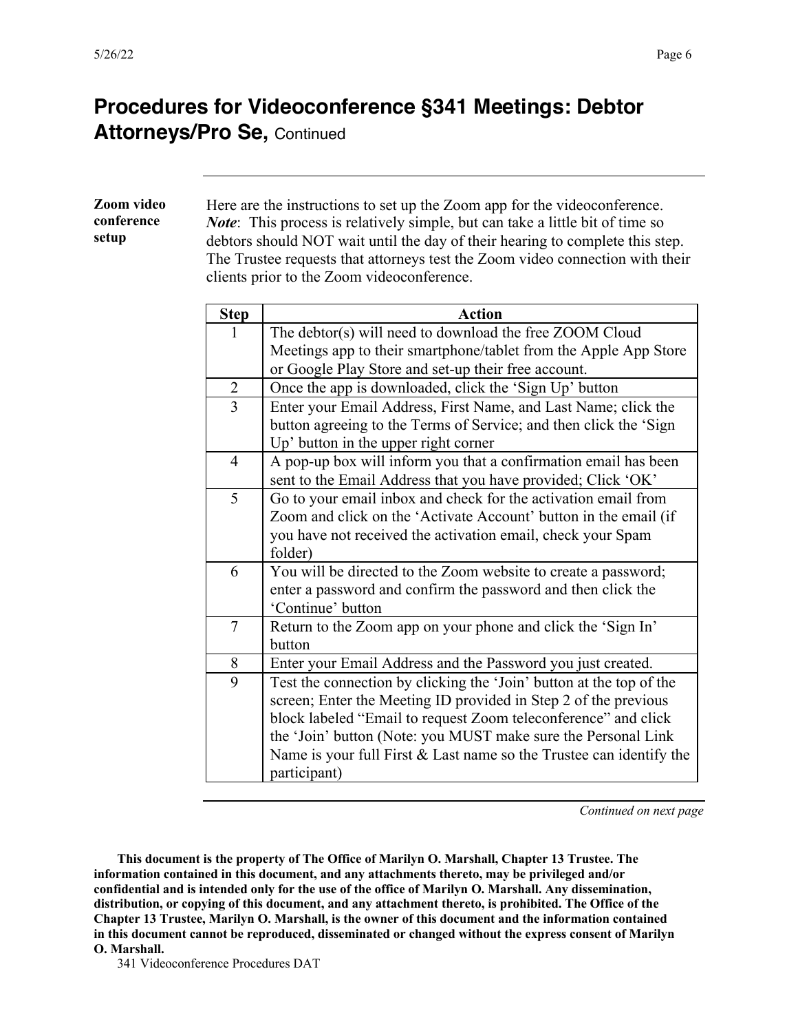# Procedures for Videoconference §341 Meetings: Debtor Attorneys/Pro Se, Continued

**Zoom video conference setup**

Here are the instructions to set up the Zoom app for the videoconference. ***Note***: This process is relatively simple, but can take a little bit of time so debtors should NOT wait until the day of their hearing to complete this step. The Trustee requests that attorneys test the Zoom video connection with their clients prior to the Zoom videoconference.

| Step | Action |
|---|---|
| 1 | The debtor(s) will need to download the free ZOOM Cloud Meetings app to their smartphone/tablet from the Apple App Store or Google Play Store and set-up their free account. |
| 2 | Once the app is downloaded, click the 'Sign Up' button |
| 3 | Enter your Email Address, First Name, and Last Name; click the button agreeing to the Terms of Service; and then click the 'Sign Up' button in the upper right corner |
| 4 | A pop-up box will inform you that a confirmation email has been sent to the Email Address that you have provided; Click 'OK' |
| 5 | Go to your email inbox and check for the activation email from Zoom and click on the 'Activate Account' button in the email (if you have not received the activation email, check your Spam folder) |
| 6 | You will be directed to the Zoom website to create a password; enter a password and confirm the password and then click the 'Continue' button |
| 7 | Return to the Zoom app on your phone and click the 'Sign In' button |
| 8 | Enter your Email Address and the Password you just created. |
| 9 | Test the connection by clicking the 'Join' button at the top of the screen; Enter the Meeting ID provided in Step 2 of the previous block labeled "Email to request Zoom teleconference" and click the 'Join' button (Note: you MUST make sure the Personal Link Name is your full First & Last name so the Trustee can identify the participant) |

*Continued on next page*

**This document is the property of The Office of Marilyn O. Marshall, Chapter 13 Trustee. The information contained in this document, and any attachments thereto, may be privileged and/or confidential and is intended only for the use of the office of Marilyn O. Marshall. Any dissemination, distribution, or copying of this document, and any attachment thereto, is prohibited. The Office of the Chapter 13 Trustee, Marilyn O. Marshall, is the owner of this document and the information contained in this document cannot be reproduced, disseminated or changed without the express consent of Marilyn O. Marshall.**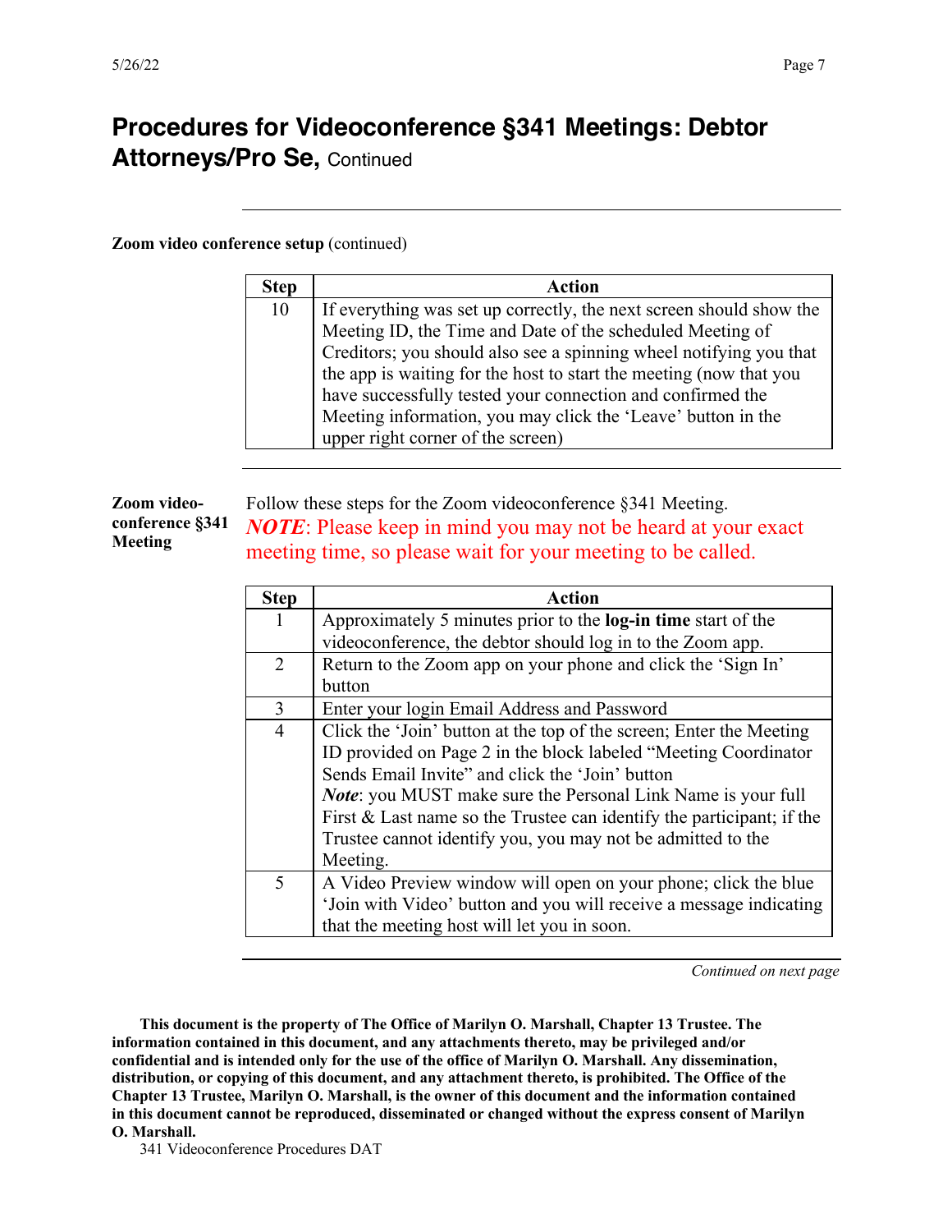# Procedures for Videoconference §341 Meetings: Debtor Attorneys/Pro Se, Continued

**Zoom video conference setup** (continued)

| Step | Action |
|---|---|
| 10 | If everything was set up correctly, the next screen should show the Meeting ID, the Time and Date of the scheduled Meeting of Creditors; you should also see a spinning wheel notifying you that the app is waiting for the host to start the meeting (now that you have successfully tested your connection and confirmed the Meeting information, you may click the 'Leave' button in the upper right corner of the screen) |

**Zoom videoconference §341 Meeting**

Follow these steps for the Zoom videoconference §341 Meeting.

***NOTE***: Please keep in mind you may not be heard at your exact meeting time, so please wait for your meeting to be called.

| Step | Action |
|---|---|
| 1 | Approximately 5 minutes prior to the **log-in time** start of the videoconference, the debtor should log in to the Zoom app. |
| 2 | Return to the Zoom app on your phone and click the 'Sign In' button |
| 3 | Enter your login Email Address and Password |
| 4 | Click the 'Join' button at the top of the screen; Enter the Meeting ID provided on Page 2 in the block labeled "Meeting Coordinator Sends Email Invite" and click the 'Join' button<br>***Note***: you MUST make sure the Personal Link Name is your full First & Last name so the Trustee can identify the participant; if the Trustee cannot identify you, you may not be admitted to the Meeting. |
| 5 | A Video Preview window will open on your phone; click the blue 'Join with Video' button and you will receive a message indicating that the meeting host will let you in soon. |

*Continued on next page*

**This document is the property of The Office of Marilyn O. Marshall, Chapter 13 Trustee. The information contained in this document, and any attachments thereto, may be privileged and/or confidential and is intended only for the use of the office of Marilyn O. Marshall. Any dissemination, distribution, or copying of this document, and any attachment thereto, is prohibited. The Office of the Chapter 13 Trustee, Marilyn O. Marshall, is the owner of this document and the information contained in this document cannot be reproduced, disseminated or changed without the express consent of Marilyn O. Marshall.**

341 Videoconference Procedures DAT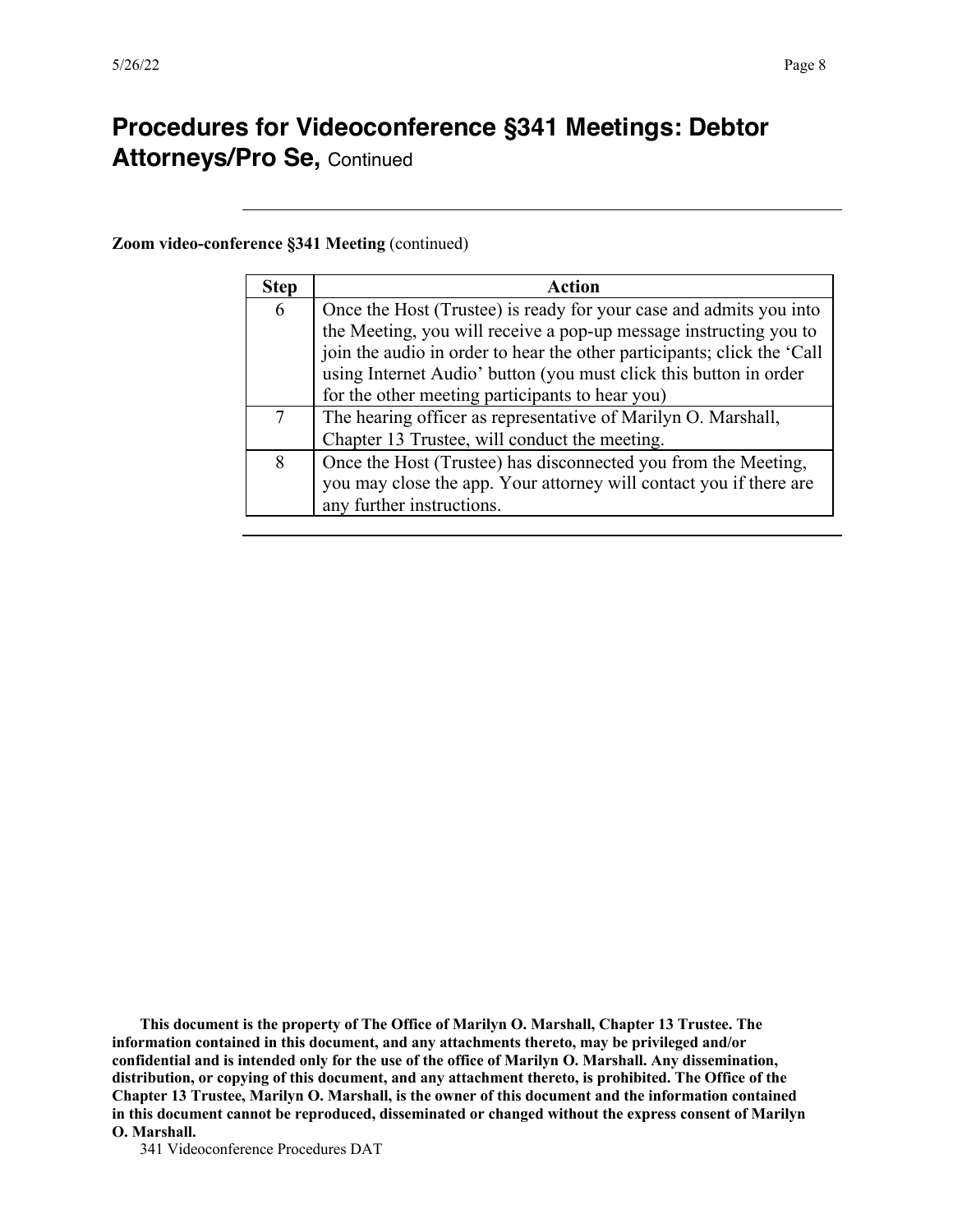# Procedures for Videoconference §341 Meetings: Debtor Attorneys/Pro Se, Continued

**Zoom video-conference §341 Meeting** (continued)

| Step | Action |
|---|---|
| 6 | Once the Host (Trustee) is ready for your case and admits you into the Meeting, you will receive a pop-up message instructing you to join the audio in order to hear the other participants; click the 'Call using Internet Audio' button (you must click this button in order for the other meeting participants to hear you) |
| 7 | The hearing officer as representative of Marilyn O. Marshall, Chapter 13 Trustee, will conduct the meeting. |
| 8 | Once the Host (Trustee) has disconnected you from the Meeting, you may close the app. Your attorney will contact you if there are any further instructions. |

**This document is the property of The Office of Marilyn O. Marshall, Chapter 13 Trustee. The information contained in this document, and any attachments thereto, may be privileged and/or confidential and is intended only for the use of the office of Marilyn O. Marshall. Any dissemination, distribution, or copying of this document, and any attachment thereto, is prohibited. The Office of the Chapter 13 Trustee, Marilyn O. Marshall, is the owner of this document and the information contained in this document cannot be reproduced, disseminated or changed without the express consent of Marilyn O. Marshall.**

341 Videoconference Procedures DAT